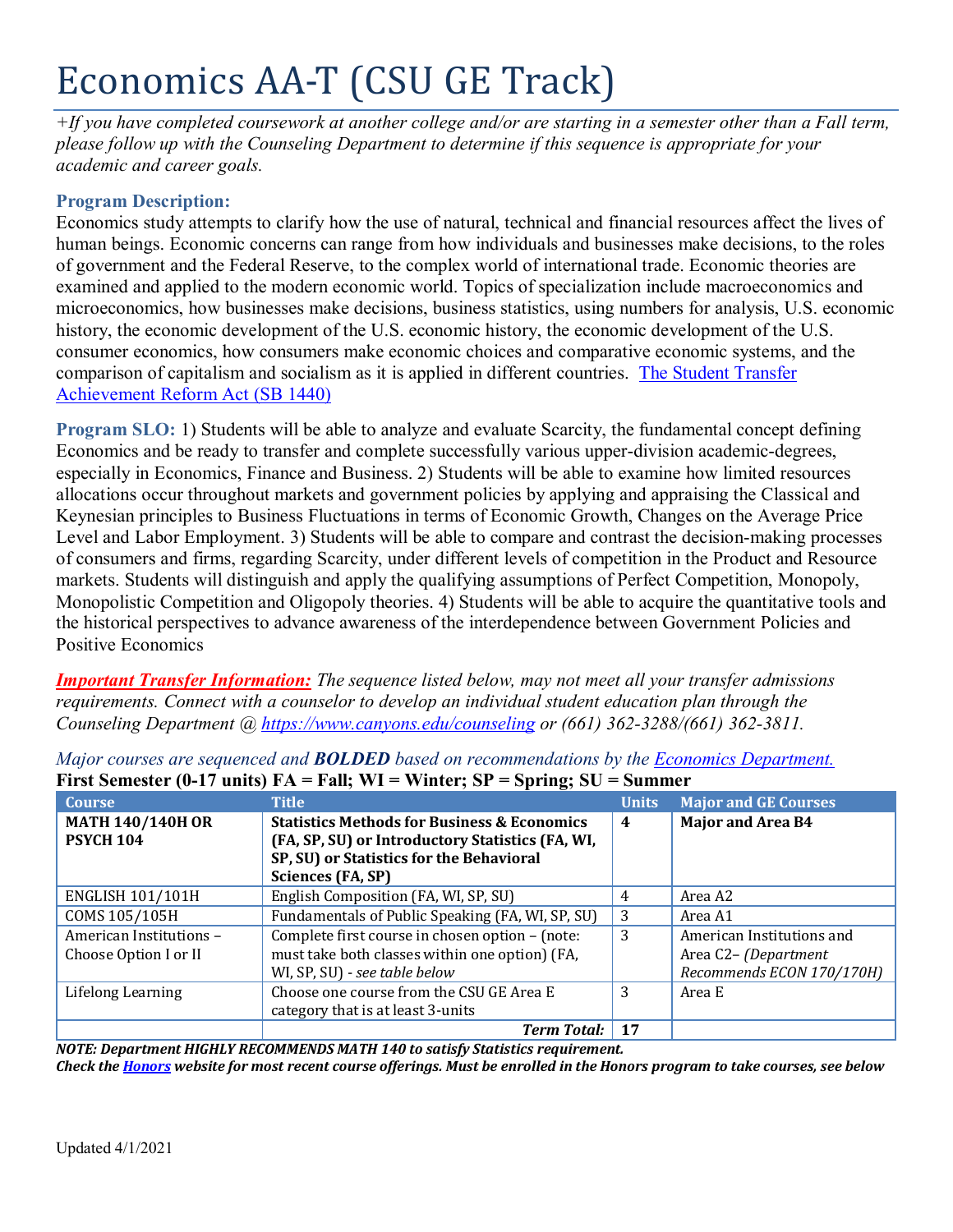# Economics AA-T (CSU GE Track)

*+If you have completed coursework at another college and/or are starting in a semester other than a Fall term, please follow up with the Counseling Department to determine if this sequence is appropriate for your academic and career goals.*

**Program Description:**
Economics study attempts to clarify how the use of natural, technical and financial resources affect the lives of human beings. Economic concerns can range from how individuals and businesses make decisions, to the roles of government and the Federal Reserve, to the complex world of international trade. Economic theories are examined and applied to the modern economic world. Topics of specialization include macroeconomics and microeconomics, how businesses make decisions, business statistics, using numbers for analysis, U.S. economic history, the economic development of the U.S. economic history, the economic development of the U.S. consumer economics, how consumers make economic choices and comparative economic systems, and the comparison of capitalism and socialism as it is applied in different countries. The Student Transfer Achievement Reform Act (SB 1440)

**Program SLO:** 1) Students will be able to analyze and evaluate Scarcity, the fundamental concept defining Economics and be ready to transfer and complete successfully various upper-division academic-degrees, especially in Economics, Finance and Business. 2) Students will be able to examine how limited resources allocations occur throughout markets and government policies by applying and appraising the Classical and Keynesian principles to Business Fluctuations in terms of Economic Growth, Changes on the Average Price Level and Labor Employment. 3) Students will be able to compare and contrast the decision-making processes of consumers and firms, regarding Scarcity, under different levels of competition in the Product and Resource markets. Students will distinguish and apply the qualifying assumptions of Perfect Competition, Monopoly, Monopolistic Competition and Oligopoly theories. 4) Students will be able to acquire the quantitative tools and the historical perspectives to advance awareness of the interdependence between Government Policies and Positive Economics

***Important Transfer Information:*** *The sequence listed below, may not meet all your transfer admissions requirements. Connect with a counselor to develop an individual student education plan through the Counseling Department @ https://www.canyons.edu/counseling or (661) 362-3288/(661) 362-3811.*

*Major courses are sequenced and* ***BOLDED*** *based on recommendations by the Economics Department.*

**First Semester (0-17 units) FA = Fall; WI = Winter; SP = Spring; SU = Summer**

| Course | Title | Units | Major and GE Courses |
|---|---|---|---|
| **MATH 140/140H OR PSYCH 104** | **Statistics Methods for Business & Economics (FA, SP, SU) or Introductory Statistics (FA, WI, SP, SU) or Statistics for the Behavioral Sciences (FA, SP)** | **4** | **Major and Area B4** |
| ENGLISH 101/101H | English Composition (FA, WI, SP, SU) | 4 | Area A2 |
| COMS 105/105H | Fundamentals of Public Speaking (FA, WI, SP, SU) | 3 | Area A1 |
| American Institutions – Choose Option I or II | Complete first course in chosen option – (note: must take both classes within one option) (FA, WI, SP, SU) - *see table below* | 3 | American Institutions and Area C2– *(Department Recommends ECON 170/170H)* |
| Lifelong Learning | Choose one course from the CSU GE Area E category that is at least 3-units | 3 | Area E |
| | ***Term Total:*** | **17** | |

***NOTE: Department HIGHLY RECOMMENDS MATH 140 to satisfy Statistics requirement.***
***Check the Honors website for most recent course offerings. Must be enrolled in the Honors program to take courses, see below***

Updated 4/1/2021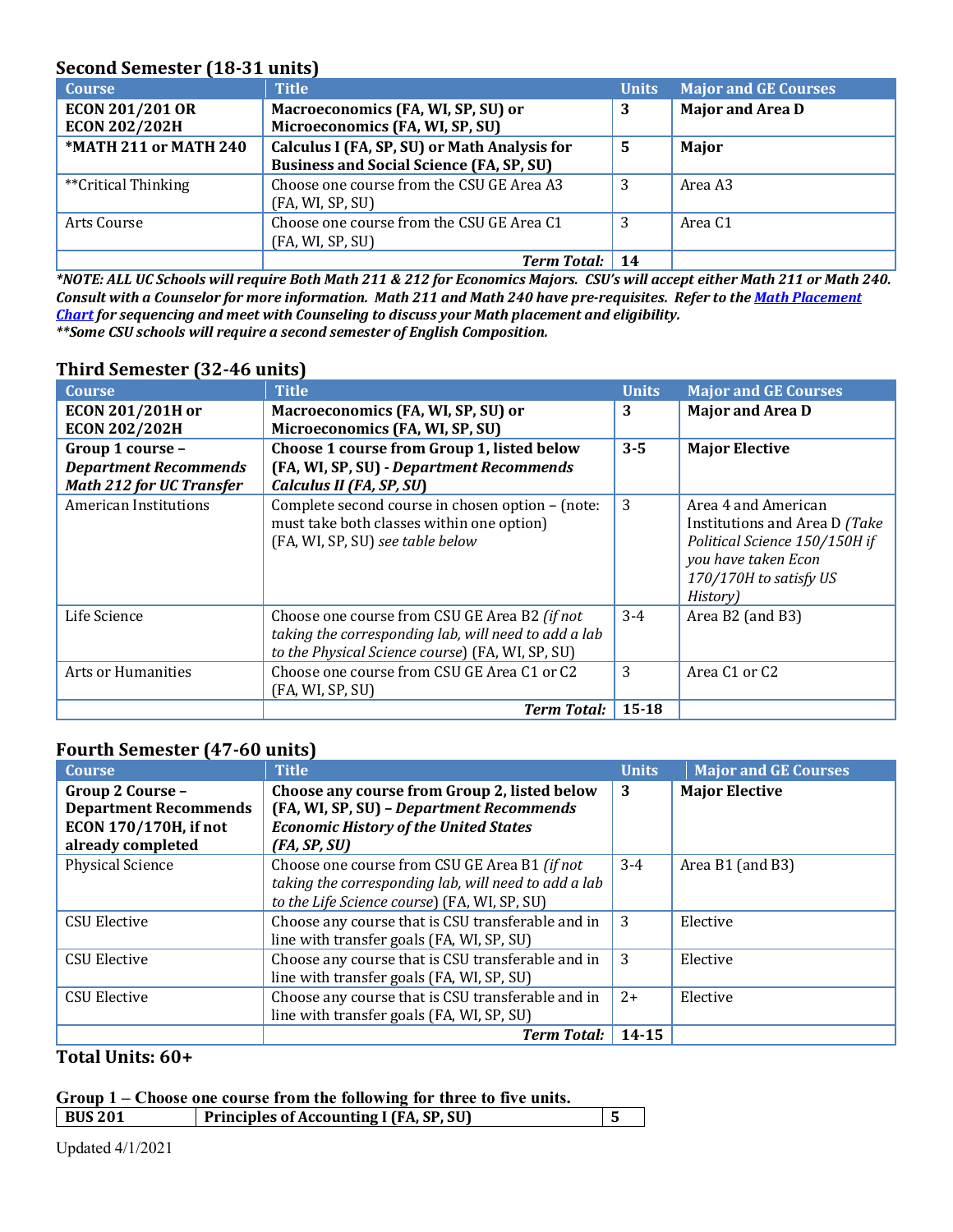### Second Semester (18-31 units)

| Course | Title | Units | Major and GE Courses |
| --- | --- | --- | --- |
| **ECON 201/201 OR ECON 202/202H** | **Macroeconomics (FA, WI, SP, SU) or Microeconomics (FA, WI, SP, SU)** | **3** | **Major and Area D** |
| **\*MATH 211 or MATH 240** | **Calculus I (FA, SP, SU) or Math Analysis for Business and Social Science (FA, SP, SU)** | **5** | **Major** |
| **Critical Thinking | Choose one course from the CSU GE Area A3 (FA, WI, SP, SU) | 3 | Area A3 |
| Arts Course | Choose one course from the CSU GE Area C1 (FA, WI, SP, SU) | 3 | Area C1 |
| | ***Term Total:*** | **14** | |

***NOTE: ALL UC Schools will require Both Math 211 & 212 for Economics Majors. CSU's will accept either Math 211 or Math 240. Consult with a Counselor for more information. Math 211 and Math 240 have pre-requisites. Refer to the [Math Placement Chart]() for sequencing and meet with Counseling to discuss your Math placement and eligibility.***
***\*\*Some CSU schools will require a second semester of English Composition.***

### Third Semester (32-46 units)

| Course | Title | Units | Major and GE Courses |
| --- | --- | --- | --- |
| **ECON 201/201H or ECON 202/202H** | **Macroeconomics (FA, WI, SP, SU) or Microeconomics (FA, WI, SP, SU)** | **3** | **Major and Area D** |
| **Group 1 course – *Department Recommends Math 212 for UC Transfer*** | **Choose 1 course from Group 1, listed below (FA, WI, SP, SU) - *Department Recommends Calculus II (FA, SP, SU)*** | **3-5** | **Major Elective** |
| American Institutions | Complete second course in chosen option – (note: must take both classes within one option) (FA, WI, SP, SU) *see table below* | 3 | Area 4 and American Institutions and Area D *(Take Political Science 150/150H if you have taken Econ 170/170H to satisfy US History)* |
| Life Science | Choose one course from CSU GE Area B2 *(if not taking the corresponding lab, will need to add a lab to the Physical Science course)* (FA, WI, SP, SU) | 3-4 | Area B2 (and B3) |
| Arts or Humanities | Choose one course from CSU GE Area C1 or C2 (FA, WI, SP, SU) | 3 | Area C1 or C2 |
| | ***Term Total:*** | **15-18** | |

### Fourth Semester (47-60 units)

| Course | Title | Units | Major and GE Courses |
| --- | --- | --- | --- |
| **Group 2 Course – Department Recommends ECON 170/170H, if not already completed** | **Choose any course from Group 2, listed below (FA, WI, SP, SU) – *Department Recommends Economic History of the United States (FA, SP, SU)*** | **3** | **Major Elective** |
| Physical Science | Choose one course from CSU GE Area B1 *(if not taking the corresponding lab, will need to add a lab to the Life Science course)* (FA, WI, SP, SU) | 3-4 | Area B1 (and B3) |
| CSU Elective | Choose any course that is CSU transferable and in line with transfer goals (FA, WI, SP, SU) | 3 | Elective |
| CSU Elective | Choose any course that is CSU transferable and in line with transfer goals (FA, WI, SP, SU) | 3 | Elective |
| CSU Elective | Choose any course that is CSU transferable and in line with transfer goals (FA, WI, SP, SU) | 2+ | Elective |
| | ***Term Total:*** | **14-15** | |

**Total Units: 60+**

**Group 1 – Choose one course from the following for three to five units.**

| | | |
| --- | --- | --- |
| **BUS 201** | **Principles of Accounting I (FA, SP, SU)** | **5** |

Updated 4/1/2021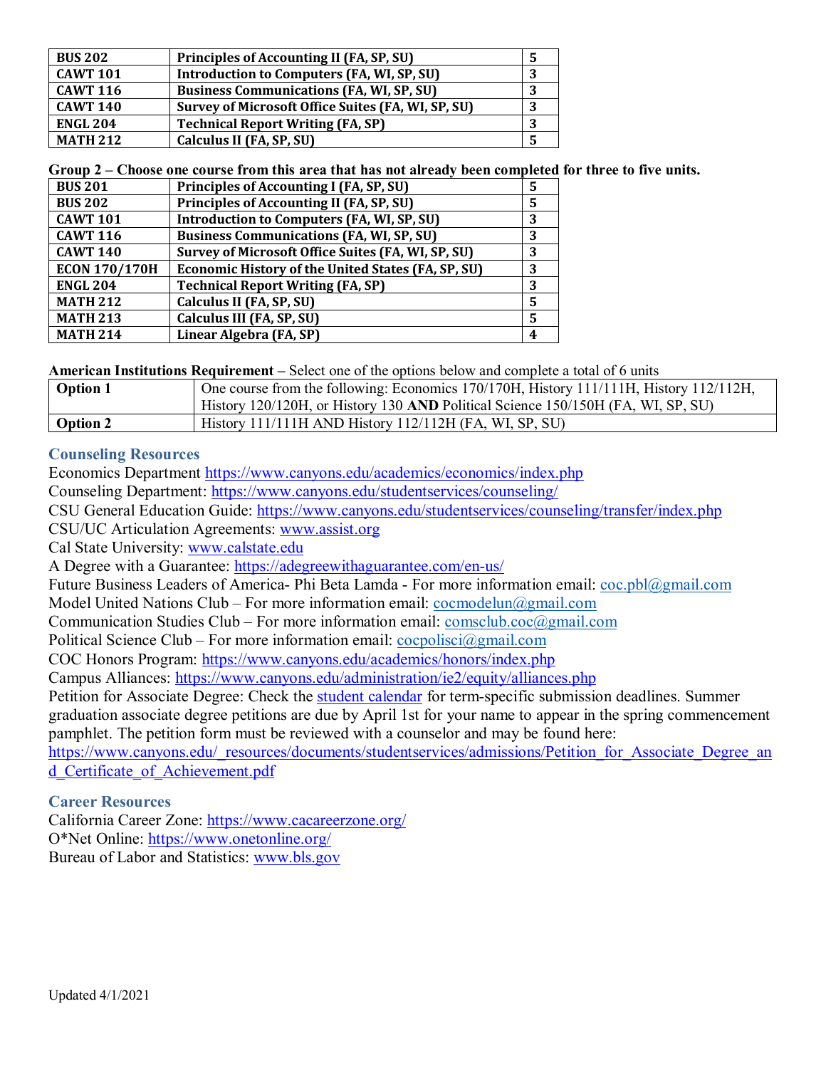| | | |
|---|---|---|
| **BUS 202** | **Principles of Accounting II (FA, SP, SU)** | **5** |
| **CAWT 101** | **Introduction to Computers (FA, WI, SP, SU)** | **3** |
| **CAWT 116** | **Business Communications (FA, WI, SP, SU)** | **3** |
| **CAWT 140** | **Survey of Microsoft Office Suites (FA, WI, SP, SU)** | **3** |
| **ENGL 204** | **Technical Report Writing (FA, SP)** | **3** |
| **MATH 212** | **Calculus II (FA, SP, SU)** | **5** |

**Group 2 – Choose one course from this area that has not already been completed for three to five units.**

| | | |
|---|---|---|
| **BUS 201** | **Principles of Accounting I (FA, SP, SU)** | **5** |
| **BUS 202** | **Principles of Accounting II (FA, SP, SU)** | **5** |
| **CAWT 101** | **Introduction to Computers (FA, WI, SP, SU)** | **3** |
| **CAWT 116** | **Business Communications (FA, WI, SP, SU)** | **3** |
| **CAWT 140** | **Survey of Microsoft Office Suites (FA, WI, SP, SU)** | **3** |
| **ECON 170/170H** | **Economic History of the United States (FA, SP, SU)** | **3** |
| **ENGL 204** | **Technical Report Writing (FA, SP)** | **3** |
| **MATH 212** | **Calculus II (FA, SP, SU)** | **5** |
| **MATH 213** | **Calculus III (FA, SP, SU)** | **5** |
| **MATH 214** | **Linear Algebra (FA, SP)** | **4** |

**American Institutions Requirement –** Select one of the options below and complete a total of 6 units

| | |
|---|---|
| **Option 1** | One course from the following: Economics 170/170H, History 111/111H, History 112/112H, History 120/120H, or History 130 **AND** Political Science 150/150H (FA, WI, SP, SU) |
| **Option 2** | History 111/111H AND History 112/112H (FA, WI, SP, SU) |

## Counseling Resources

Economics Department https://www.canyons.edu/academics/economics/index.php
Counseling Department: https://www.canyons.edu/studentservices/counseling/
CSU General Education Guide: https://www.canyons.edu/studentservices/counseling/transfer/index.php
CSU/UC Articulation Agreements: www.assist.org
Cal State University: www.calstate.edu
A Degree with a Guarantee: https://adegreewithaguarantee.com/en-us/
Future Business Leaders of America- Phi Beta Lamda - For more information email: coc.pbl@gmail.com
Model United Nations Club – For more information email: cocmodelun@gmail.com
Communication Studies Club – For more information email: comsclub.coc@gmail.com
Political Science Club – For more information email: cocpolisci@gmail.com
COC Honors Program: https://www.canyons.edu/academics/honors/index.php
Campus Alliances: https://www.canyons.edu/administration/ie2/equity/alliances.php
Petition for Associate Degree: Check the student calendar for term-specific submission deadlines. Summer graduation associate degree petitions are due by April 1st for your name to appear in the spring commencement pamphlet. The petition form must be reviewed with a counselor and may be found here: https://www.canyons.edu/_resources/documents/studentservices/admissions/Petition_for_Associate_Degree_and_Certificate_of_Achievement.pdf

## Career Resources

California Career Zone: https://www.cacareerzone.org/
O*Net Online: https://www.onetonline.org/
Bureau of Labor and Statistics: www.bls.gov

Updated 4/1/2021